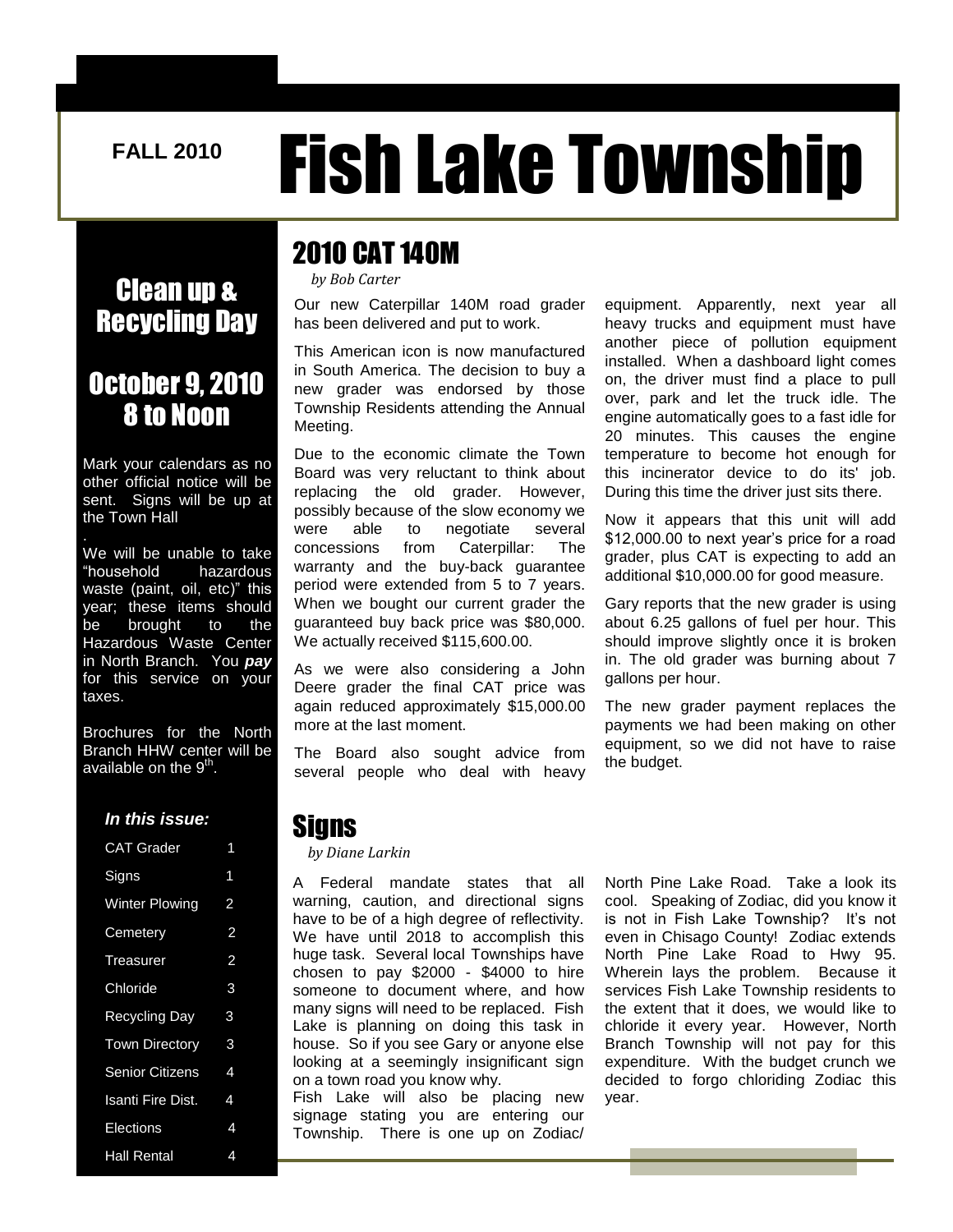FALL 2010

# Fish Lake Township

## Clean up & Recycling Day

## October 9, 2010 8 to Noon

Mark your calendars as no other official notice will be sent. Signs will be up at the Town Hall

.
We will be unable to take "household hazardous waste (paint, oil, etc)" this year; these items should be brought to the Hazardous Waste Center in North Branch. You ***pay*** for this service on your taxes.

Brochures for the North Branch HHW center will be available on the 9th.

***In this issue:***

| | |
|---|---|
| CAT Grader | 1 |
| Signs | 1 |
| Winter Plowing | 2 |
| Cemetery | 2 |
| Treasurer | 2 |
| Chloride | 3 |
| Recycling Day | 3 |
| Town Directory | 3 |
| Senior Citizens | 4 |
| Isanti Fire Dist. | 4 |
| Elections | 4 |
| Hall Rental | 4 |

## 2010 CAT 140M

*by Bob Carter*

Our new Caterpillar 140M road grader has been delivered and put to work.

This American icon is now manufactured in South America. The decision to buy a new grader was endorsed by those Township Residents attending the Annual Meeting.

Due to the economic climate the Town Board was very reluctant to think about replacing the old grader. However, possibly because of the slow economy we were able to negotiate several concessions from Caterpillar: The warranty and the buy-back guarantee period were extended from 5 to 7 years. When we bought our current grader the guaranteed buy back price was $80,000. We actually received $115,600.00.

As we were also considering a John Deere grader the final CAT price was again reduced approximately $15,000.00 more at the last moment.

The Board also sought advice from several people who deal with heavy equipment. Apparently, next year all heavy trucks and equipment must have another piece of pollution equipment installed. When a dashboard light comes on, the driver must find a place to pull over, park and let the truck idle. The engine automatically goes to a fast idle for 20 minutes. This causes the engine temperature to become hot enough for this incinerator device to do its' job. During this time the driver just sits there.

Now it appears that this unit will add $12,000.00 to next year's price for a road grader, plus CAT is expecting to add an additional $10,000.00 for good measure.

Gary reports that the new grader is using about 6.25 gallons of fuel per hour. This should improve slightly once it is broken in. The old grader was burning about 7 gallons per hour.

The new grader payment replaces the payments we had been making on other equipment, so we did not have to raise the budget.

## Signs

*by Diane Larkin*

A Federal mandate states that all warning, caution, and directional signs have to be of a high degree of reflectivity. We have until 2018 to accomplish this huge task. Several local Townships have chosen to pay $2000 - $4000 to hire someone to document where, and how many signs will need to be replaced. Fish Lake is planning on doing this task in house. So if you see Gary or anyone else looking at a seemingly insignificant sign on a town road you know why.

Fish Lake will also be placing new signage stating you are entering our Township. There is one up on Zodiac/ North Pine Lake Road. Take a look its cool. Speaking of Zodiac, did you know it is not in Fish Lake Township? It's not even in Chisago County! Zodiac extends North Pine Lake Road to Hwy 95. Wherein lays the problem. Because it services Fish Lake Township residents to the extent that it does, we would like to chloride it every year. However, North Branch Township will not pay for this expenditure. With the budget crunch we decided to forgo chloriding Zodiac this year.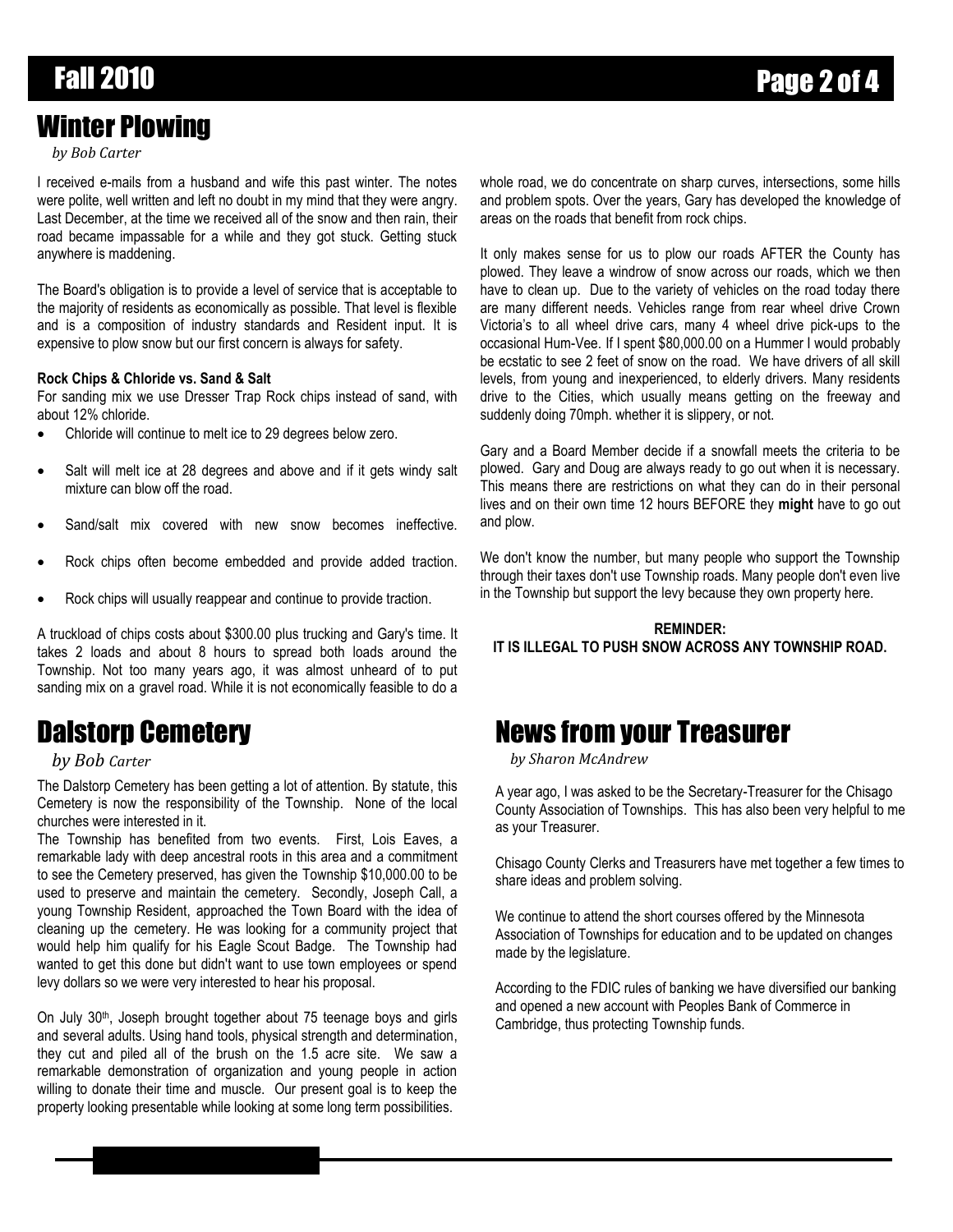## Winter Plowing

*by Bob Carter*

I received e-mails from a husband and wife this past winter. The notes were polite, well written and left no doubt in my mind that they were angry. Last December, at the time we received all of the snow and then rain, their road became impassable for a while and they got stuck. Getting stuck anywhere is maddening.

The Board's obligation is to provide a level of service that is acceptable to the majority of residents as economically as possible. That level is flexible and is a composition of industry standards and Resident input. It is expensive to plow snow but our first concern is always for safety.

**Rock Chips & Chloride vs. Sand & Salt**

For sanding mix we use Dresser Trap Rock chips instead of sand, with about 12% chloride.

- Chloride will continue to melt ice to 29 degrees below zero.
- Salt will melt ice at 28 degrees and above and if it gets windy salt mixture can blow off the road.
- Sand/salt mix covered with new snow becomes ineffective.
- Rock chips often become embedded and provide added traction.
- Rock chips will usually reappear and continue to provide traction.

A truckload of chips costs about $300.00 plus trucking and Gary's time. It takes 2 loads and about 8 hours to spread both loads around the Township. Not too many years ago, it was almost unheard of to put sanding mix on a gravel road. While it is not economically feasible to do a whole road, we do concentrate on sharp curves, intersections, some hills and problem spots. Over the years, Gary has developed the knowledge of areas on the roads that benefit from rock chips.

It only makes sense for us to plow our roads AFTER the County has plowed. They leave a windrow of snow across our roads, which we then have to clean up. Due to the variety of vehicles on the road today there are many different needs. Vehicles range from rear wheel drive Crown Victoria's to all wheel drive cars, many 4 wheel drive pick-ups to the occasional Hum-Vee. If I spent $80,000.00 on a Hummer I would probably be ecstatic to see 2 feet of snow on the road. We have drivers of all skill levels, from young and inexperienced, to elderly drivers. Many residents drive to the Cities, which usually means getting on the freeway and suddenly doing 70mph. whether it is slippery, or not.

Gary and a Board Member decide if a snowfall meets the criteria to be plowed. Gary and Doug are always ready to go out when it is necessary. This means there are restrictions on what they can do in their personal lives and on their own time 12 hours BEFORE they **might** have to go out and plow.

We don't know the number, but many people who support the Township through their taxes don't use Township roads. Many people don't even live in the Township but support the levy because they own property here.

**REMINDER:**
**IT IS ILLEGAL TO PUSH SNOW ACROSS ANY TOWNSHIP ROAD.**

## Dalstorp Cemetery

*by Bob Carter*

The Dalstorp Cemetery has been getting a lot of attention. By statute, this Cemetery is now the responsibility of the Township. None of the local churches were interested in it.

The Township has benefited from two events. First, Lois Eaves, a remarkable lady with deep ancestral roots in this area and a commitment to see the Cemetery preserved, has given the Township $10,000.00 to be used to preserve and maintain the cemetery. Secondly, Joseph Call, a young Township Resident, approached the Town Board with the idea of cleaning up the cemetery. He was looking for a community project that would help him qualify for his Eagle Scout Badge. The Township had wanted to get this done but didn't want to use town employees or spend levy dollars so we were very interested to hear his proposal.

On July 30th, Joseph brought together about 75 teenage boys and girls and several adults. Using hand tools, physical strength and determination, they cut and piled all of the brush on the 1.5 acre site. We saw a remarkable demonstration of organization and young people in action willing to donate their time and muscle. Our present goal is to keep the property looking presentable while looking at some long term possibilities.

## News from your Treasurer

*by Sharon McAndrew*

A year ago, I was asked to be the Secretary-Treasurer for the Chisago County Association of Townships. This has also been very helpful to me as your Treasurer.

Chisago County Clerks and Treasurers have met together a few times to share ideas and problem solving.

We continue to attend the short courses offered by the Minnesota Association of Townships for education and to be updated on changes made by the legislature.

According to the FDIC rules of banking we have diversified our banking and opened a new account with Peoples Bank of Commerce in Cambridge, thus protecting Township funds.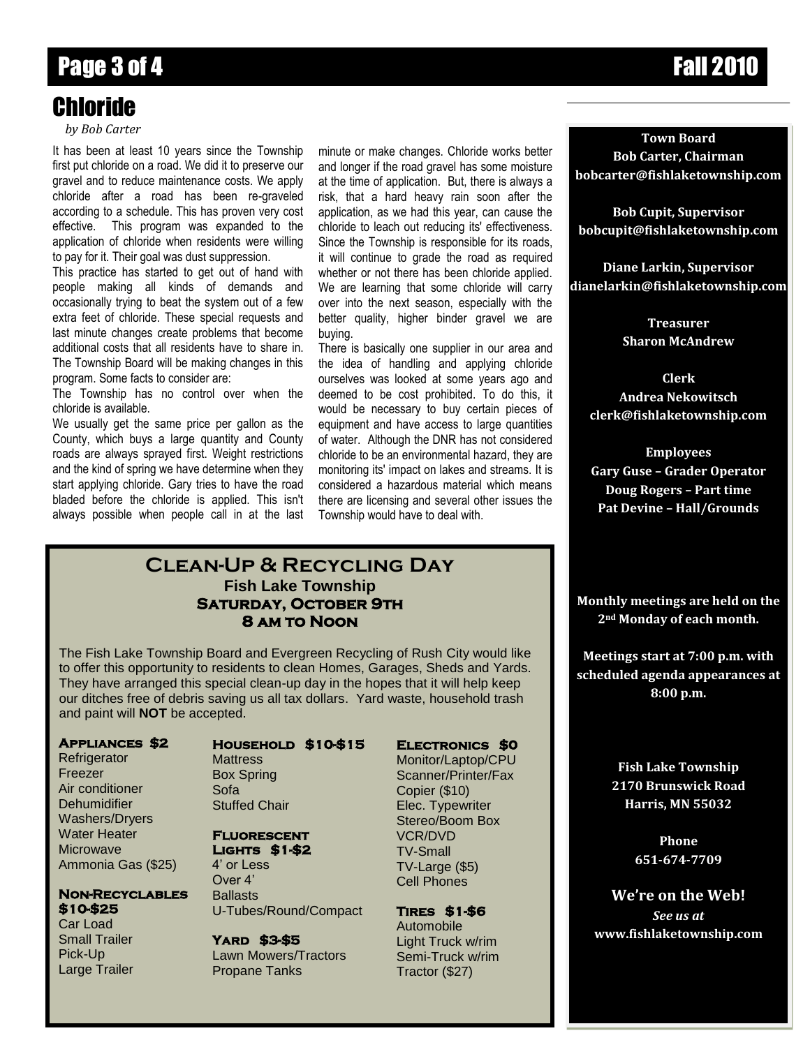# Chloride

*by Bob Carter*

It has been at least 10 years since the Township first put chloride on a road. We did it to preserve our gravel and to reduce maintenance costs. We apply chloride after a road has been re-graveled according to a schedule. This has proven very cost effective. This program was expanded to the application of chloride when residents were willing to pay for it. Their goal was dust suppression.

This practice has started to get out of hand with people making all kinds of demands and occasionally trying to beat the system out of a few extra feet of chloride. These special requests and last minute changes create problems that become additional costs that all residents have to share in. The Township Board will be making changes in this program. Some facts to consider are:

The Township has no control over when the chloride is available.

We usually get the same price per gallon as the County, which buys a large quantity and County roads are always sprayed first. Weight restrictions and the kind of spring we have determine when they start applying chloride. Gary tries to have the road bladed before the chloride is applied. This isn't always possible when people call in at the last minute or make changes. Chloride works better and longer if the road gravel has some moisture at the time of application. But, there is always a risk, that a hard heavy rain soon after the application, as we had this year, can cause the chloride to leach out reducing its' effectiveness. Since the Township is responsible for its roads, it will continue to grade the road as required whether or not there has been chloride applied. We are learning that some chloride will carry over into the next season, especially with the better quality, higher binder gravel we are buying.

There is basically one supplier in our area and the idea of handling and applying chloride ourselves was looked at some years ago and deemed to be cost prohibited. To do this, it would be necessary to buy certain pieces of equipment and have access to large quantities of water. Although the DNR has not considered chloride to be an environmental hazard, they are monitoring its' impact on lakes and streams. It is considered a hazardous material which means there are licensing and several other issues the Township would have to deal with.

## Clean-Up & Recycling Day

**Fish Lake Township**
**Saturday, October 9th**
**8 am to Noon**

The Fish Lake Township Board and Evergreen Recycling of Rush City would like to offer this opportunity to residents to clean Homes, Garages, Sheds and Yards. They have arranged this special clean-up day in the hopes that it will help keep our ditches free of debris saving us all tax dollars. Yard waste, household trash and paint will **NOT** be accepted.

**Appliances $2**
- Refrigerator
- Freezer
- Air conditioner
- Dehumidifier
- Washers/Dryers
- Water Heater
- Microwave
- Ammonia Gas ($25)

**Non-Recyclables $10-$25**
- Car Load
- Small Trailer
- Pick-Up
- Large Trailer

**Household $10-$15**
- Mattress
- Box Spring
- Sofa
- Stuffed Chair

**Fluorescent Lights $1-$2**
- 4' or Less
- Over 4'
- Ballasts
- U-Tubes/Round/Compact

**Yard $3-$5**
- Lawn Mowers/Tractors
- Propane Tanks

**Electronics $0**
- Monitor/Laptop/CPU
- Scanner/Printer/Fax
- Copier ($10)
- Elec. Typewriter
- Stereo/Boom Box
- VCR/DVD
- TV-Small
- TV-Large ($5)
- Cell Phones

**Tires $1-$6**
- Automobile
- Light Truck w/rim
- Semi-Truck w/rim
- Tractor ($27)

---

**Town Board**
**Bob Carter, Chairman**
**bobcarter@fishlaketownship.com**

**Bob Cupit, Supervisor**
**bobcupit@fishlaketownship.com**

**Diane Larkin, Supervisor**
**dianelarkin@fishlaketownship.com**

**Treasurer**
**Sharon McAndrew**

**Clerk**
**Andrea Nekowitsch**
**clerk@fishlaketownship.com**

**Employees**
**Gary Guse – Grader Operator**
**Doug Rogers – Part time**
**Pat Devine – Hall/Grounds**

**Monthly meetings are held on the 2nd Monday of each month.**

**Meetings start at 7:00 p.m. with scheduled agenda appearances at 8:00 p.m.**

**Fish Lake Township**
**2170 Brunswick Road**
**Harris, MN 55032**

**Phone**
**651-674-7709**

**We're on the Web!**
***See us at***
**www.fishlaketownship.com**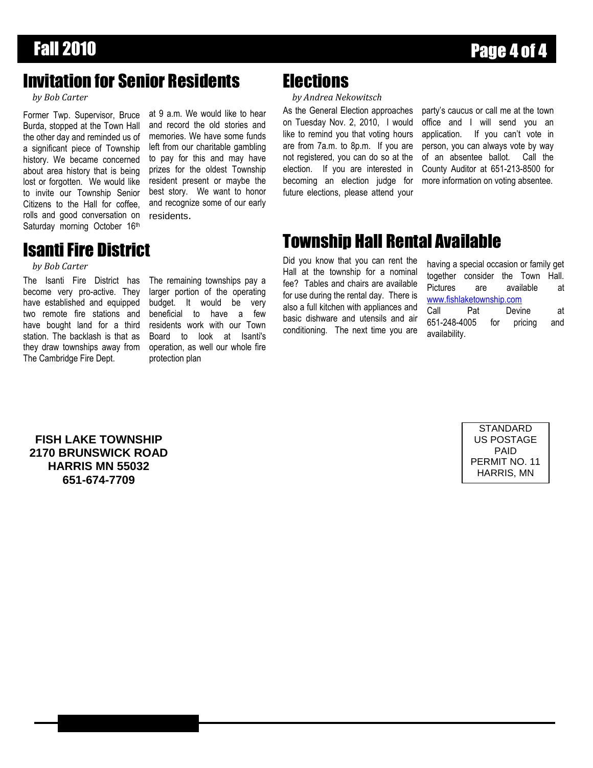## Invitation for Senior Residents

*by Bob Carter*

Former Twp. Supervisor, Bruce Burda, stopped at the Town Hall the other day and reminded us of a significant piece of Township history. We became concerned about area history that is being lost or forgotten. We would like to invite our Township Senior Citizens to the Hall for coffee, rolls and good conversation on Saturday morning October 16th at 9 a.m. We would like to hear and record the old stories and memories. We have some funds left from our charitable gambling to pay for this and may have prizes for the oldest Township resident present or maybe the best story. We want to honor and recognize some of our early residents.

## Isanti Fire District

*by Bob Carter*

The Isanti Fire District has become very pro-active. They have established and equipped two remote fire stations and have bought land for a third station. The backlash is that as they draw townships away from The Cambridge Fire Dept. The remaining townships pay a larger portion of the operating budget. It would be very beneficial to have a few residents work with our Town Board to look at Isanti's operation, as well our whole fire protection plan

## Elections

*by Andrea Nekowitsch*

As the General Election approaches on Tuesday Nov. 2, 2010, I would like to remind you that voting hours are from 7a.m. to 8p.m. If you are not registered, you can do so at the election. If you are interested in becoming an election judge for future elections, please attend your party's caucus or call me at the town office and I will send you an application. If you can't vote in person, you can always vote by way of an absentee ballot. Call the County Auditor at 651-213-8500 for more information on voting absentee.

## Township Hall Rental Available

Did you know that you can rent the Hall at the township for a nominal fee? Tables and chairs are available for use during the rental day. There is also a full kitchen with appliances and basic dishware and utensils and air conditioning. The next time you are having a special occasion or family get together consider the Town Hall. Pictures are available at www.fishlaketownship.com
Call Pat Devine at 651-248-4005 for pricing and availability.

**FISH LAKE TOWNSHIP**
**2170 BRUNSWICK ROAD**
**HARRIS MN 55032**
**651-674-7709**

STANDARD
US POSTAGE
PAID
PERMIT NO. 11
HARRIS, MN